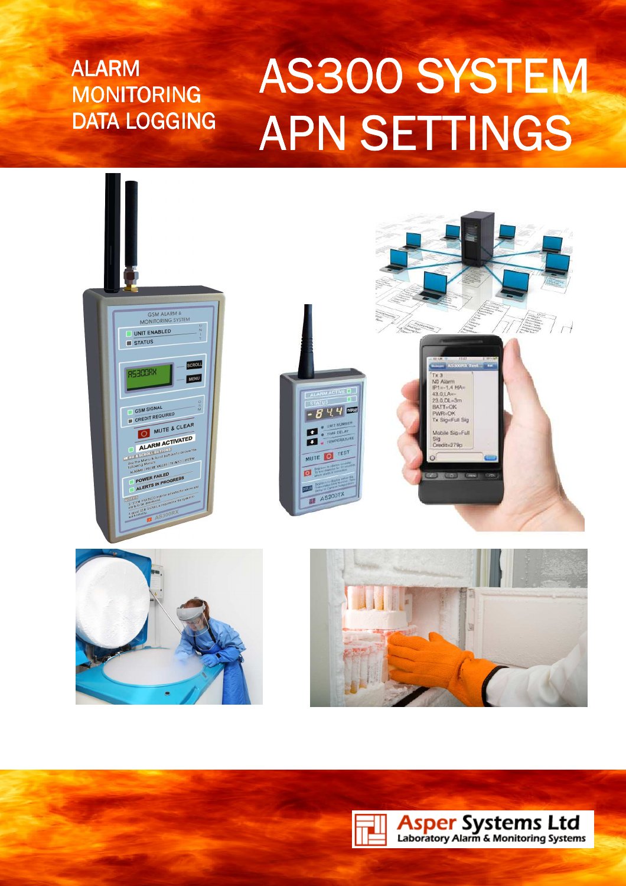ALARM
MONITORING
DATA LOGGING

# AS300 SYSTEM APN SETTINGS

Asper Systems Ltd
Laboratory Alarm & Monitoring Systems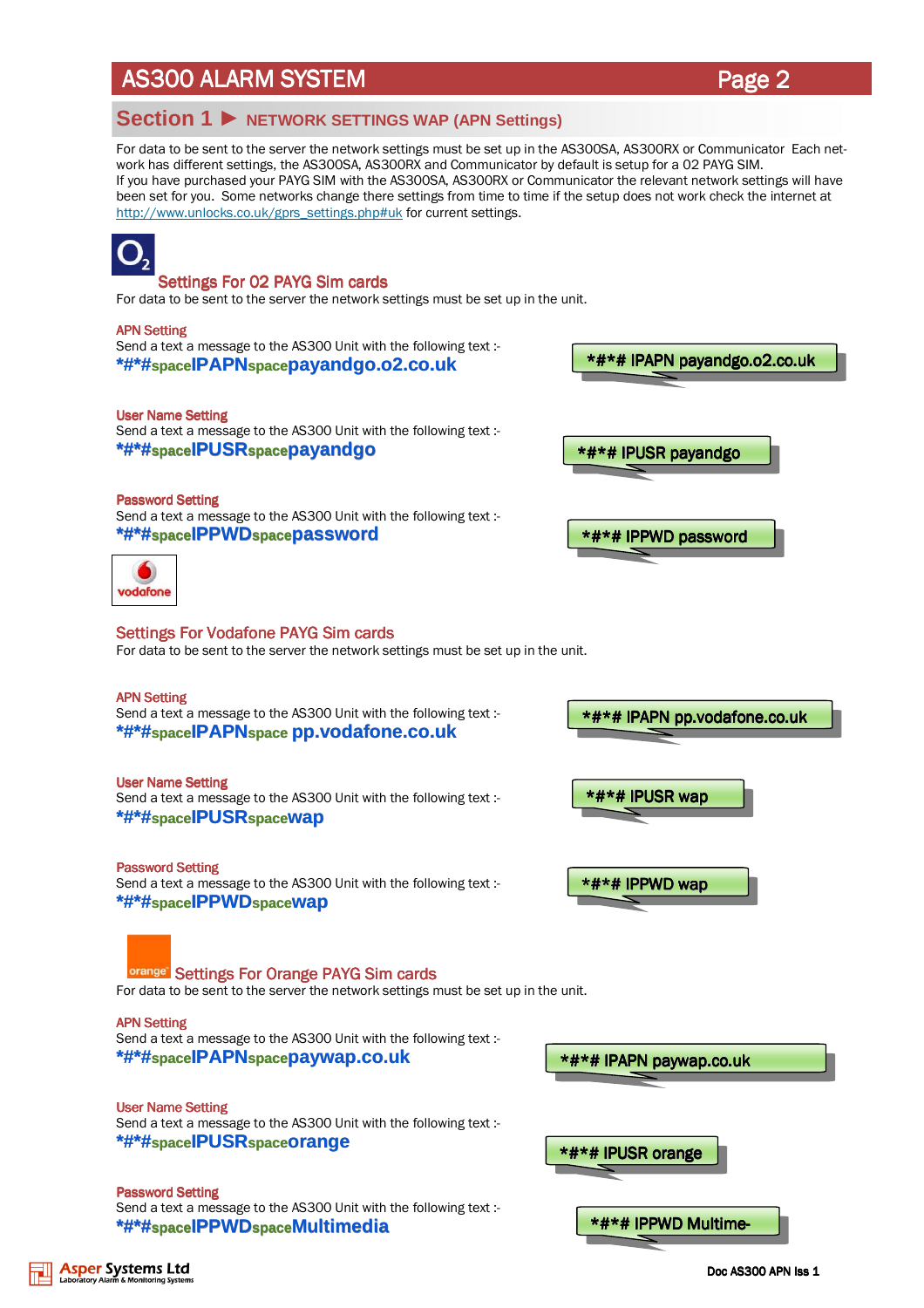## Section 1 ► NETWORK SETTINGS WAP (APN Settings)

For data to be sent to the server the network settings must be set up in the AS300SA, AS300RX or Communicator Each network has different settings, the AS300SA, AS300RX and Communicator by default is setup for a 02 PAYG SIM.
If you have purchased your PAYG SIM with the AS300SA, AS300RX or Communicator the relevant network settings will have been set for you. Some networks change there settings from time to time if the setup does not work check the internet at http://www.unlocks.co.uk/gprs_settings.php#uk for current settings.

### Settings For 02 PAYG Sim cards

For data to be sent to the server the network settings must be set up in the unit.

**APN Setting**

Send a text a message to the AS300 Unit with the following text :-

**\*#\*#spaceIPAPNspacepayandgo.o2.co.uk**

*#*# IPAPN payandgo.o2.co.uk

**User Name Setting**

Send a text a message to the AS300 Unit with the following text :-

**\*#\*#spaceIPUSRspacepayandgo**

*#*# IPUSR payandgo

**Password Setting**

Send a text a message to the AS300 Unit with the following text :-

**\*#\*#spaceIPPWDspacepassword**

*#*# IPPWD password

### Settings For Vodafone PAYG Sim cards

For data to be sent to the server the network settings must be set up in the unit.

**APN Setting**

Send a text a message to the AS300 Unit with the following text :-

**\*#\*#spaceIPAPNspace pp.vodafone.co.uk**

*#*# IPAPN pp.vodafone.co.uk

**User Name Setting**

Send a text a message to the AS300 Unit with the following text :-

**\*#\*#spaceIPUSRspacewap**

*#*# IPUSR wap

**Password Setting**

Send a text a message to the AS300 Unit with the following text :-

**\*#\*#spaceIPPWDspacewap**

*#*# IPPWD wap

### Settings For Orange PAYG Sim cards

For data to be sent to the server the network settings must be set up in the unit.

**APN Setting**

Send a text a message to the AS300 Unit with the following text :-

**\*#\*#spaceIPAPNspacepaywap.co.uk**

*#*# IPAPN paywap.co.uk

**User Name Setting**

Send a text a message to the AS300 Unit with the following text :-

**\*#\*#spaceIPUSRspaceorange**

*#*# IPUSR orange

**Password Setting**

Send a text a message to the AS300 Unit with the following text :-

**\*#\*#spaceIPPWDspaceMultimedia**

*#*# IPPWD Multime-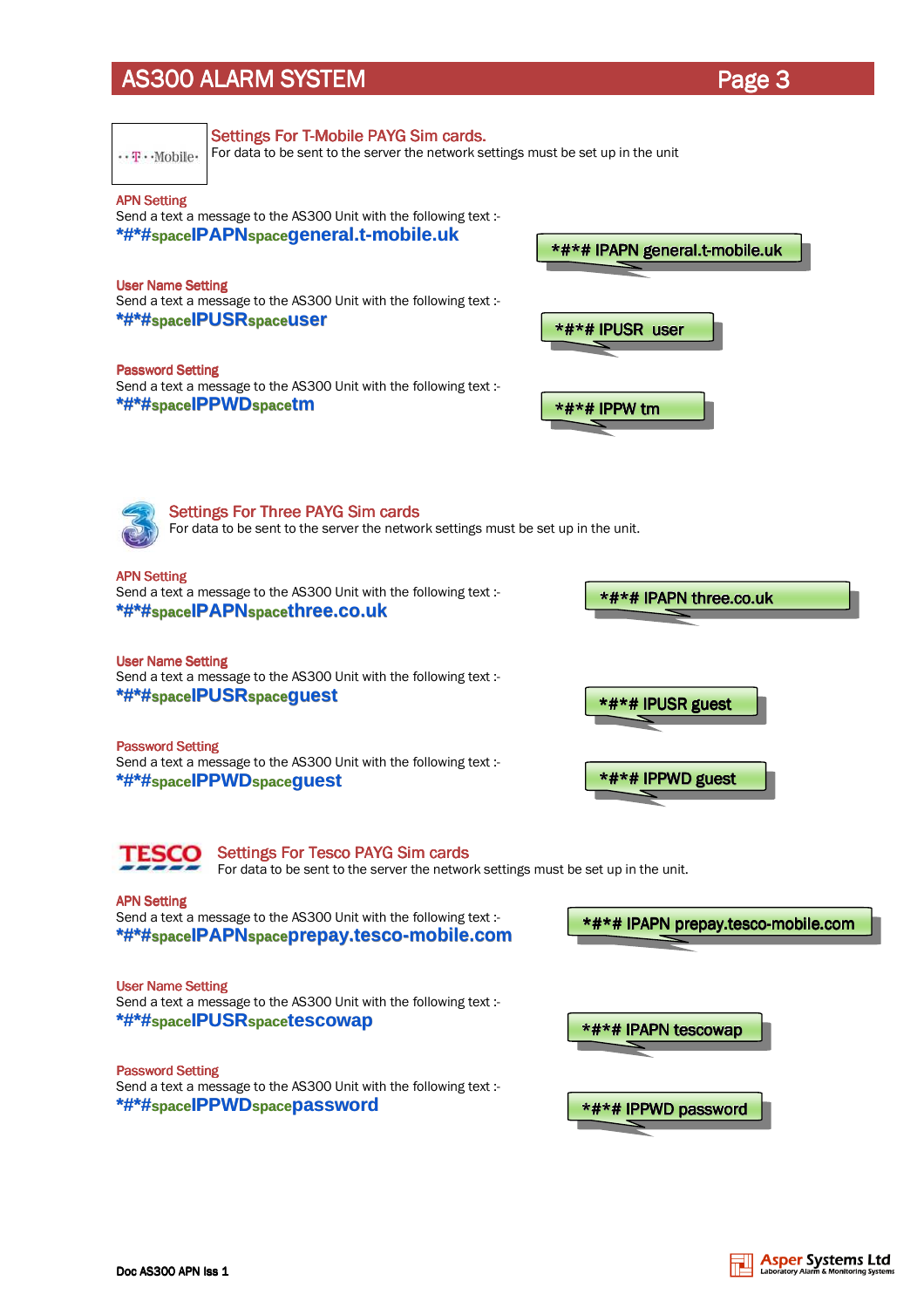## Settings For T-Mobile PAYG Sim cards.

For data to be sent to the server the network settings must be set up in the unit

**APN Setting**

Send a text a message to the AS300 Unit with the following text :-

**\*#\*#spaceIPAPNspacegeneral.t-mobile.uk**

*#*# IPAPN general.t-mobile.uk

**User Name Setting**

Send a text a message to the AS300 Unit with the following text :-

**\*#\*#spaceIPUSRspaceuser**

*#*# IPUSR user

**Password Setting**

Send a text a message to the AS300 Unit with the following text :-

**\*#\*#spaceIPPWDspacetm**

*#*# IPPW tm

## Settings For Three PAYG Sim cards

For data to be sent to the server the network settings must be set up in the unit.

**APN Setting**

Send a text a message to the AS300 Unit with the following text :-

**\*#\*#spaceIPAPNspacethree.co.uk**

*#*# IPAPN three.co.uk

**User Name Setting**

Send a text a message to the AS300 Unit with the following text :-

**\*#\*#spaceIPUSRspaceguest**

*#*# IPUSR guest

**Password Setting**

Send a text a message to the AS300 Unit with the following text :-

**\*#\*#spaceIPPWDspaceguest**

*#*# IPPWD guest

## Settings For Tesco PAYG Sim cards

For data to be sent to the server the network settings must be set up in the unit.

**APN Setting**

Send a text a message to the AS300 Unit with the following text :-

**\*#\*#spaceIPAPNspaceprepay.tesco-mobile.com**

*#*# IPAPN prepay.tesco-mobile.com

**User Name Setting**

Send a text a message to the AS300 Unit with the following text :-

**\*#\*#spaceIPUSRspacetescowap**

*#*# IPAPN tescowap

**Password Setting**

Send a text a message to the AS300 Unit with the following text :-

**\*#\*#spaceIPPWDspacepassword**

*#*# IPPWD password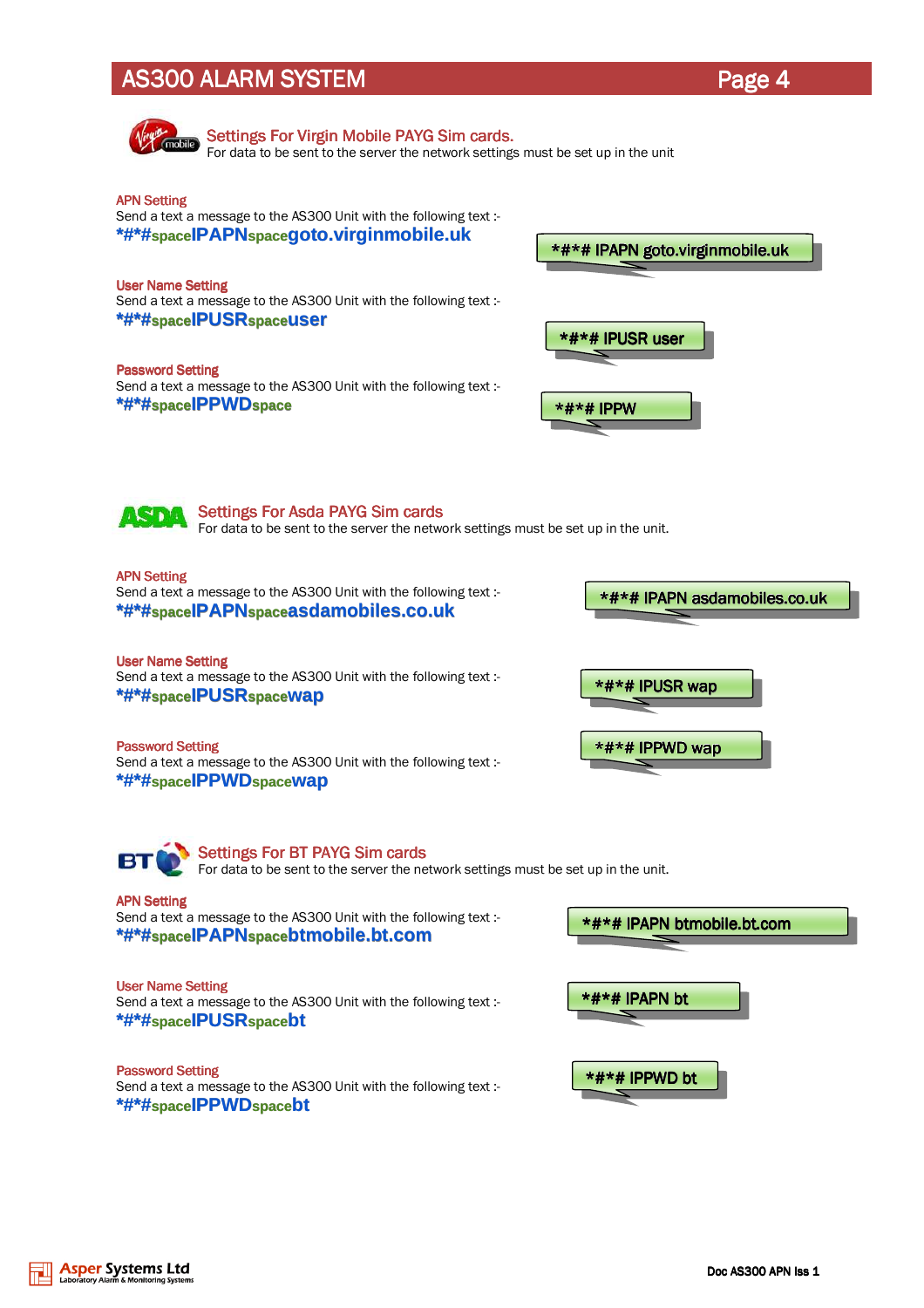## Settings For Virgin Mobile PAYG Sim cards.

For data to be sent to the server the network settings must be set up in the unit

**APN Setting**

Send a text a message to the AS300 Unit with the following text :-

***#*#spaceIPAPNspacegoto.virginmobile.uk**

*#*# IPAPN goto.virginmobile.uk

**User Name Setting**

Send a text a message to the AS300 Unit with the following text :-

***#*#spaceIPUSRspaceuser**

*#*# IPUSR user

**Password Setting**

Send a text a message to the AS300 Unit with the following text :-

***#*#spaceIPPWDspace**

*#*# IPPW

## Settings For Asda PAYG Sim cards

For data to be sent to the server the network settings must be set up in the unit.

**APN Setting**

Send a text a message to the AS300 Unit with the following text :-

***#*#spaceIPAPNspaceasdamobiles.co.uk**

*#*# IPAPN asdamobiles.co.uk

**User Name Setting**

Send a text a message to the AS300 Unit with the following text :-

***#*#spaceIPUSRspacewap**

*#*# IPUSR wap

**Password Setting**

Send a text a message to the AS300 Unit with the following text :-

***#*#spaceIPPWDspacewap**

*#*# IPPWD wap

## Settings For BT PAYG Sim cards

For data to be sent to the server the network settings must be set up in the unit.

**APN Setting**

Send a text a message to the AS300 Unit with the following text :-

***#*#spaceIPAPNspacebtmobile.bt.com**

*#*# IPAPN btmobile.bt.com

**User Name Setting**

Send a text a message to the AS300 Unit with the following text :-

***#*#spaceIPUSRspacebt**

*#*# IPAPN bt

**Password Setting**

Send a text a message to the AS300 Unit with the following text :-

***#*#spaceIPPWDspacebt**

*#*# IPPWD bt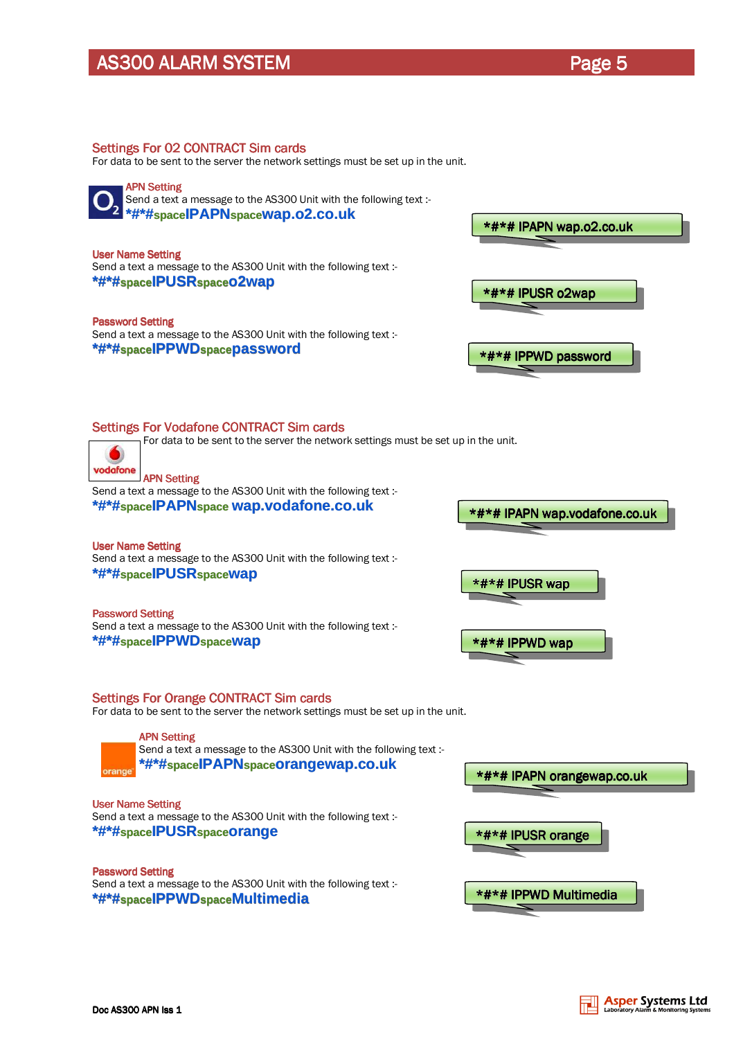## Settings For 02 CONTRACT Sim cards

For data to be sent to the server the network settings must be set up in the unit.

### APN Setting

Send a text a message to the AS300 Unit with the following text :-

**\*#\*#spaceIPAPNspacewap.o2.co.uk**

*#*# IPAPN wap.o2.co.uk

### User Name Setting

Send a text a message to the AS300 Unit with the following text :-

**\*#\*#spaceIPUSRspaceo2wap**

*#*# IPUSR o2wap

### Password Setting

Send a text a message to the AS300 Unit with the following text :-

**\*#\*#spaceIPPWDspacepassword**

*#*# IPPWD password

## Settings For Vodafone CONTRACT Sim cards

For data to be sent to the server the network settings must be set up in the unit.

### APN Setting

Send a text a message to the AS300 Unit with the following text :-

**\*#\*#spaceIPAPNspace wap.vodafone.co.uk**

*#*# IPAPN wap.vodafone.co.uk

### User Name Setting

Send a text a message to the AS300 Unit with the following text :-

**\*#\*#spaceIPUSRspacewap**

*#*# IPUSR wap

### Password Setting

Send a text a message to the AS300 Unit with the following text :-

**\*#\*#spaceIPPWDspacewap**

*#*# IPPWD wap

## Settings For Orange CONTRACT Sim cards

For data to be sent to the server the network settings must be set up in the unit.

### APN Setting

Send a text a message to the AS300 Unit with the following text :-

**\*#\*#spaceIPAPNspaceorangewap.co.uk**

*#*# IPAPN orangewap.co.uk

### User Name Setting

Send a text a message to the AS300 Unit with the following text :-

**\*#\*#spaceIPUSRspaceorange**

*#*# IPUSR orange

### Password Setting

Send a text a message to the AS300 Unit with the following text :-

**\*#\*#spaceIPPWDspaceMultimedia**

*#*# IPPWD Multimedia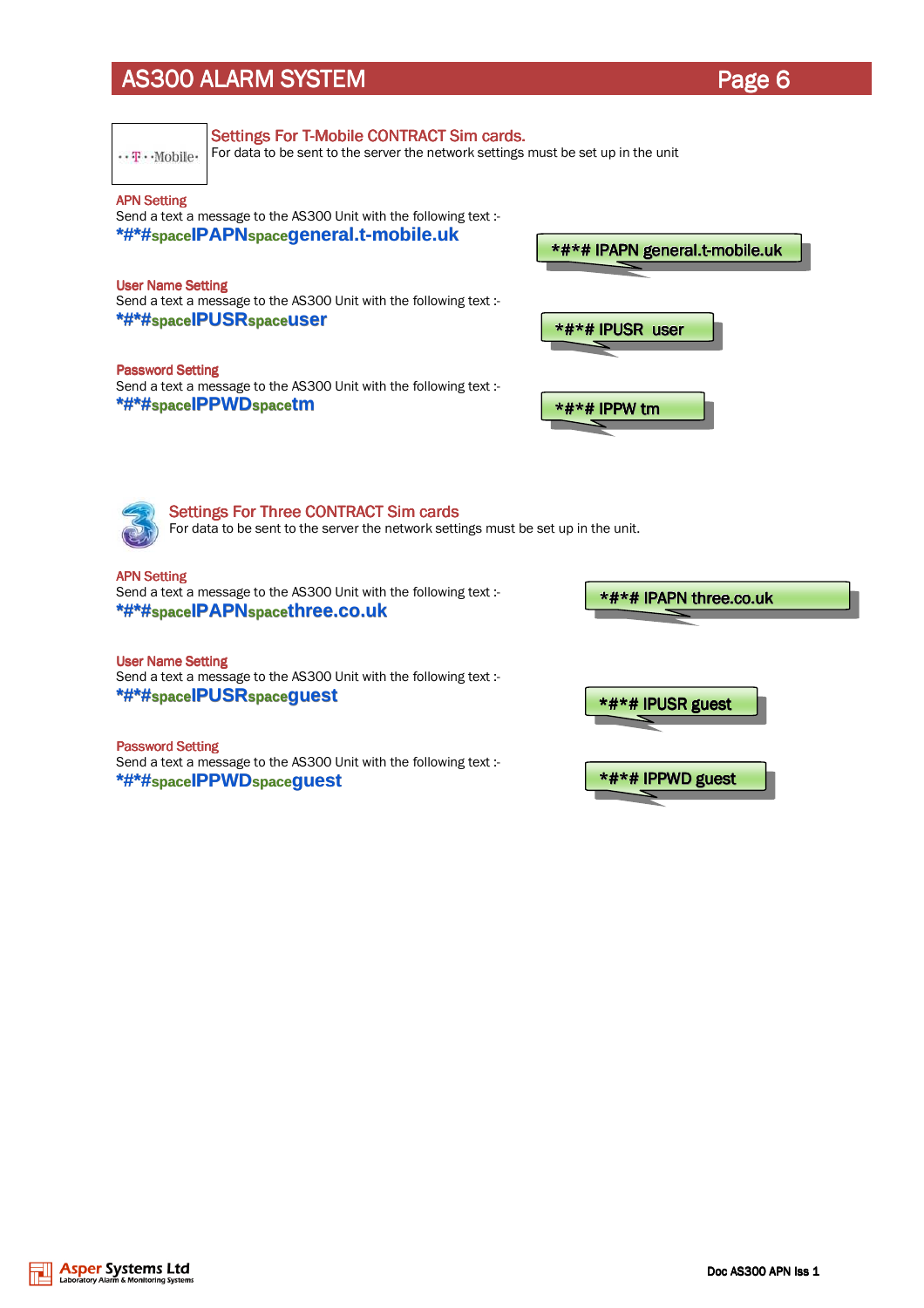## Settings For T-Mobile CONTRACT Sim cards.

For data to be sent to the server the network settings must be set up in the unit

### APN Setting

Send a text a message to the AS300 Unit with the following text :-

**\*#\*#spaceIPAPNspacegeneral.t-mobile.uk**

*#*# IPAPN general.t-mobile.uk

### User Name Setting

Send a text a message to the AS300 Unit with the following text :-

**\*#\*#spaceIPUSRspaceuser**

*#*# IPUSR user

### Password Setting

Send a text a message to the AS300 Unit with the following text :-

**\*#\*#spaceIPPWDspacetm**

*#*# IPPW tm

## Settings For Three CONTRACT Sim cards

For data to be sent to the server the network settings must be set up in the unit.

### APN Setting

Send a text a message to the AS300 Unit with the following text :-

**\*#\*#spaceIPAPNspacethree.co.uk**

*#*# IPAPN three.co.uk

### User Name Setting

Send a text a message to the AS300 Unit with the following text :-

**\*#\*#spaceIPUSRspaceguest**

*#*# IPUSR guest

### Password Setting

Send a text a message to the AS300 Unit with the following text :-

**\*#\*#spaceIPPWDspaceguest**

*#*# IPPWD guest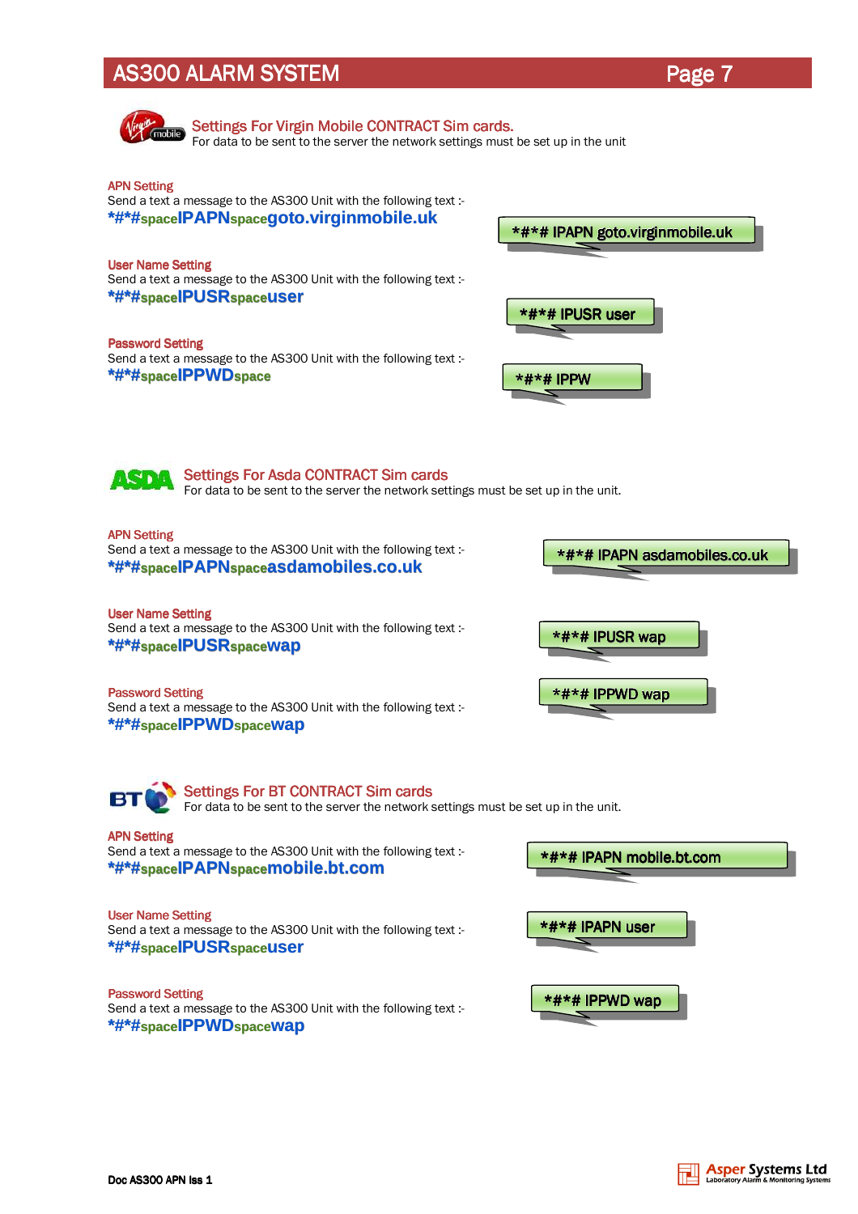## Settings For Virgin Mobile CONTRACT Sim cards.

For data to be sent to the server the network settings must be set up in the unit

**APN Setting**

Send a text a message to the AS300 Unit with the following text :-

***#*#spaceIPAPNspacegoto.virginmobile.uk**

*#*# IPAPN goto.virginmobile.uk

**User Name Setting**

Send a text a message to the AS300 Unit with the following text :-

***#*#spaceIPUSRspaceuser**

*#*# IPUSR user

**Password Setting**

Send a text a message to the AS300 Unit with the following text :-

***#*#spaceIPPWDspace**

*#*# IPPW

## Settings For Asda CONTRACT Sim cards

For data to be sent to the server the network settings must be set up in the unit.

**APN Setting**

Send a text a message to the AS300 Unit with the following text :-

***#*#spaceIPAPNspaceasdamobiles.co.uk**

*#*# IPAPN asdamobiles.co.uk

**User Name Setting**

Send a text a message to the AS300 Unit with the following text :-

***#*#spaceIPUSRspacewap**

*#*# IPUSR wap

**Password Setting**

Send a text a message to the AS300 Unit with the following text :-

***#*#spaceIPPWDspacewap**

*#*# IPPWD wap

## Settings For BT CONTRACT Sim cards

For data to be sent to the server the network settings must be set up in the unit.

**APN Setting**

Send a text a message to the AS300 Unit with the following text :-

***#*#spaceIPAPNspacemobile.bt.com**

*#*# IPAPN mobile.bt.com

**User Name Setting**

Send a text a message to the AS300 Unit with the following text :-

***#*#spaceIPUSRspaceuser**

*#*# IPAPN user

**Password Setting**

Send a text a message to the AS300 Unit with the following text :-

***#*#spaceIPPWDspacewap**

*#*# IPPWD wap

Doc AS300 APN Iss 1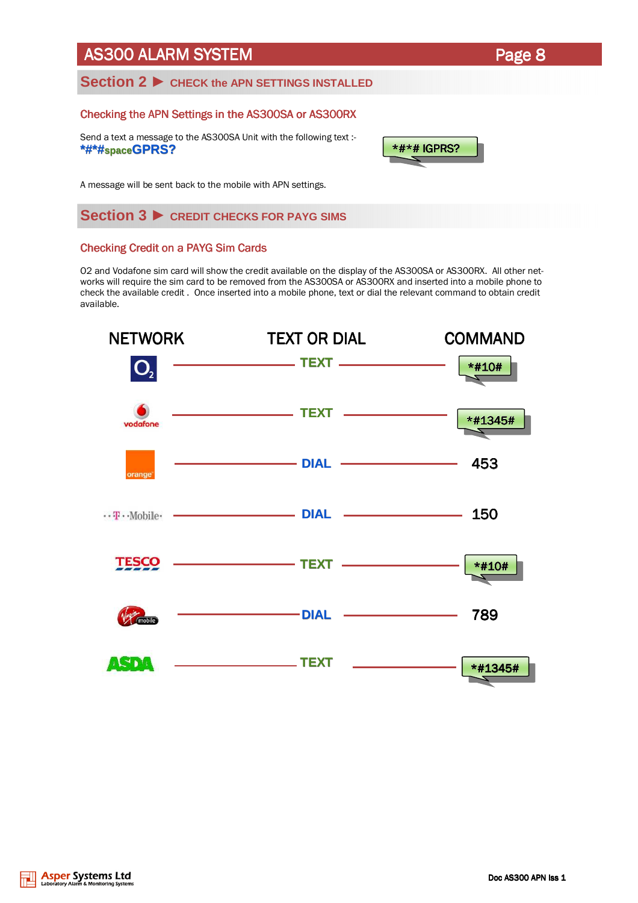## Section 2 ▶ CHECK the APN SETTINGS INSTALLED

### Checking the APN Settings in the AS300SA or AS300RX

Send a text a message to the AS300SA Unit with the following text :-
**\*#\*#spaceGPRS?**

*#*# IGPRS?

A message will be sent back to the mobile with APN settings.

## Section 3 ▶ CREDIT CHECKS FOR PAYG SIMS

### Checking Credit on a PAYG Sim Cards

O2 and Vodafone sim card will show the credit available on the display of the AS300SA or AS300RX. All other net-works will require the sim card to be removed from the AS300SA or AS300RX and inserted into a mobile phone to check the available credit . Once inserted into a mobile phone, text or dial the relevant command to obtain credit available.

| NETWORK | TEXT OR DIAL | COMMAND |
|---|---|---|
| O2 | TEXT | *#10# |
| vodafone | TEXT | *#1345# |
| orange | DIAL | 453 |
| T-Mobile | DIAL | 150 |
| TESCO | TEXT | *#10# |
| Virgin mobile | DIAL | 789 |
| ASDA | TEXT | *#1345# |

Doc AS300 APN Iss 1